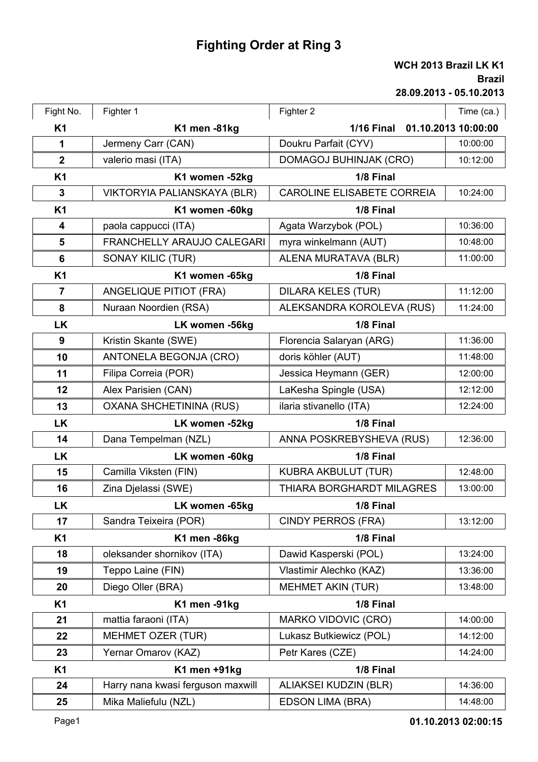# Fighting Order at Ring 3

**WCH 2013 Brazil LK K1**
**Brazil**
**28.09.2013 - 05.10.2013**

| Fight No. | Fighter 1 | Fighter 2 | Time (ca.) |
|---|---|---|---|
| **K1** | **K1 men -81kg** | **1/16 Final 01.10.2013 10:00:00** | |
| 1 | Jermeny Carr (CAN) | Doukru Parfait (CYV) | 10:00:00 |
| 2 | valerio masi (ITA) | DOMAGOJ BUHINJAK (CRO) | 10:12:00 |
| **K1** | **K1 women -52kg** | **1/8 Final** | |
| 3 | VIKTORYIA PALIANSKAYA (BLR) | CAROLINE ELISABETE CORREIA | 10:24:00 |
| **K1** | **K1 women -60kg** | **1/8 Final** | |
| 4 | paola cappucci (ITA) | Agata Warzybok (POL) | 10:36:00 |
| 5 | FRANCHELLY ARAUJO CALEGARI | myra winkelmann (AUT) | 10:48:00 |
| 6 | SONAY KILIC (TUR) | ALENA MURATAVA (BLR) | 11:00:00 |
| **K1** | **K1 women -65kg** | **1/8 Final** | |
| 7 | ANGELIQUE PITIOT (FRA) | DILARA KELES (TUR) | 11:12:00 |
| 8 | Nuraan Noordien (RSA) | ALEKSANDRA KOROLEVA (RUS) | 11:24:00 |
| **LK** | **LK women -56kg** | **1/8 Final** | |
| 9 | Kristin Skante (SWE) | Florencia Salaryan (ARG) | 11:36:00 |
| 10 | ANTONELA BEGONJA (CRO) | doris köhler (AUT) | 11:48:00 |
| 11 | Filipa Correia (POR) | Jessica Heymann (GER) | 12:00:00 |
| 12 | Alex Parisien (CAN) | LaKesha Spingle (USA) | 12:12:00 |
| 13 | OXANA SHCHETININA (RUS) | ilaria stivanello (ITA) | 12:24:00 |
| **LK** | **LK women -52kg** | **1/8 Final** | |
| 14 | Dana Tempelman (NZL) | ANNA POSKREBYSHEVA (RUS) | 12:36:00 |
| **LK** | **LK women -60kg** | **1/8 Final** | |
| 15 | Camilla Viksten (FIN) | KUBRA AKBULUT (TUR) | 12:48:00 |
| 16 | Zina Djelassi (SWE) | THIARA BORGHARDT MILAGRES | 13:00:00 |
| **LK** | **LK women -65kg** | **1/8 Final** | |
| 17 | Sandra Teixeira (POR) | CINDY PERROS (FRA) | 13:12:00 |
| **K1** | **K1 men -86kg** | **1/8 Final** | |
| 18 | oleksander shornikov (ITA) | Dawid Kasperski (POL) | 13:24:00 |
| 19 | Teppo Laine (FIN) | Vlastimir Alechko (KAZ) | 13:36:00 |
| 20 | Diego Oller (BRA) | MEHMET AKIN (TUR) | 13:48:00 |
| **K1** | **K1 men -91kg** | **1/8 Final** | |
| 21 | mattia faraoni (ITA) | MARKO VIDOVIC (CRO) | 14:00:00 |
| 22 | MEHMET OZER (TUR) | Lukasz Butkiewicz (POL) | 14:12:00 |
| 23 | Yernar Omarov (KAZ) | Petr Kares (CZE) | 14:24:00 |
| **K1** | **K1 men +91kg** | **1/8 Final** | |
| 24 | Harry nana kwasi ferguson maxwill | ALIAKSEI KUDZIN (BLR) | 14:36:00 |
| 25 | Mika Maliefulu (NZL) | EDSON LIMA (BRA) | 14:48:00 |

**01.10.2013 02:00:15**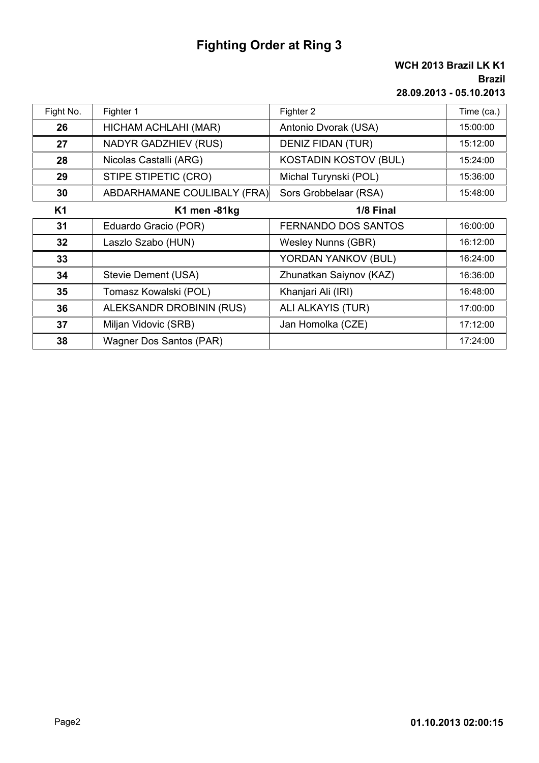# Fighting Order at Ring 3

**WCH 2013 Brazil LK K1**
**Brazil**
**28.09.2013 - 05.10.2013**

| Fight No. | Fighter 1 | Fighter 2 | Time (ca.) |
|---|---|---|---|
| **26** | HICHAM ACHLAHI (MAR) | Antonio Dvorak (USA) | 15:00:00 |
| **27** | NADYR GADZHIEV (RUS) | DENIZ FIDAN (TUR) | 15:12:00 |
| **28** | Nicolas Castalli (ARG) | KOSTADIN KOSTOV (BUL) | 15:24:00 |
| **29** | STIPE STIPETIC (CRO) | Michal Turynski (POL) | 15:36:00 |
| **30** | ABDARHAMANE COULIBALY (FRA) | Sors Grobbelaar (RSA) | 15:48:00 |
| **K1** | **K1 men -81kg** | **1/8 Final** | |
| **31** | Eduardo Gracio (POR) | FERNANDO DOS SANTOS | 16:00:00 |
| **32** | Laszlo Szabo (HUN) | Wesley Nunns (GBR) | 16:12:00 |
| **33** | | YORDAN YANKOV (BUL) | 16:24:00 |
| **34** | Stevie Dement (USA) | Zhunatkan Saiynov (KAZ) | 16:36:00 |
| **35** | Tomasz Kowalski (POL) | Khanjari Ali (IRI) | 16:48:00 |
| **36** | ALEKSANDR DROBININ (RUS) | ALI ALKAYIS (TUR) | 17:00:00 |
| **37** | Miljan Vidovic (SRB) | Jan Homolka (CZE) | 17:12:00 |
| **38** | Wagner Dos Santos (PAR) | | 17:24:00 |

**01.10.2013 02:00:15**